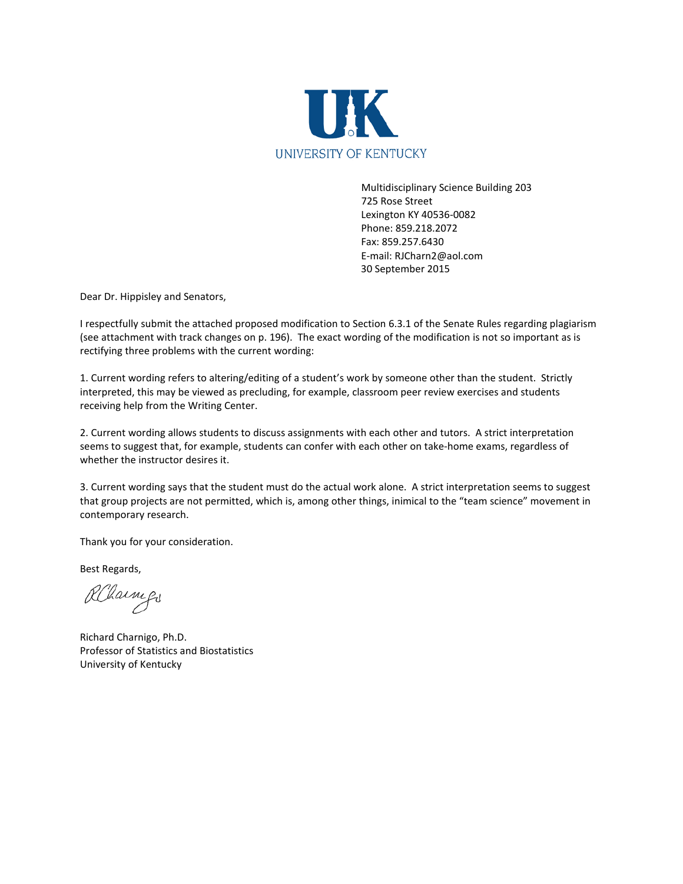UK

UNIVERSITY OF KENTUCKY

Multidisciplinary Science Building 203
725 Rose Street
Lexington KY 40536-0082
Phone: 859.218.2072
Fax: 859.257.6430
E-mail: RJCharn2@aol.com
30 September 2015

Dear Dr. Hippisley and Senators,

I respectfully submit the attached proposed modification to Section 6.3.1 of the Senate Rules regarding plagiarism (see attachment with track changes on p. 196). The exact wording of the modification is not so important as is rectifying three problems with the current wording:

1. Current wording refers to altering/editing of a student's work by someone other than the student. Strictly interpreted, this may be viewed as precluding, for example, classroom peer review exercises and students receiving help from the Writing Center.

2. Current wording allows students to discuss assignments with each other and tutors. A strict interpretation seems to suggest that, for example, students can confer with each other on take-home exams, regardless of whether the instructor desires it.

3. Current wording says that the student must do the actual work alone. A strict interpretation seems to suggest that group projects are not permitted, which is, among other things, inimical to the "team science" movement in contemporary research.

Thank you for your consideration.

Best Regards,

Richard Charnigo, Ph.D.
Professor of Statistics and Biostatistics
University of Kentucky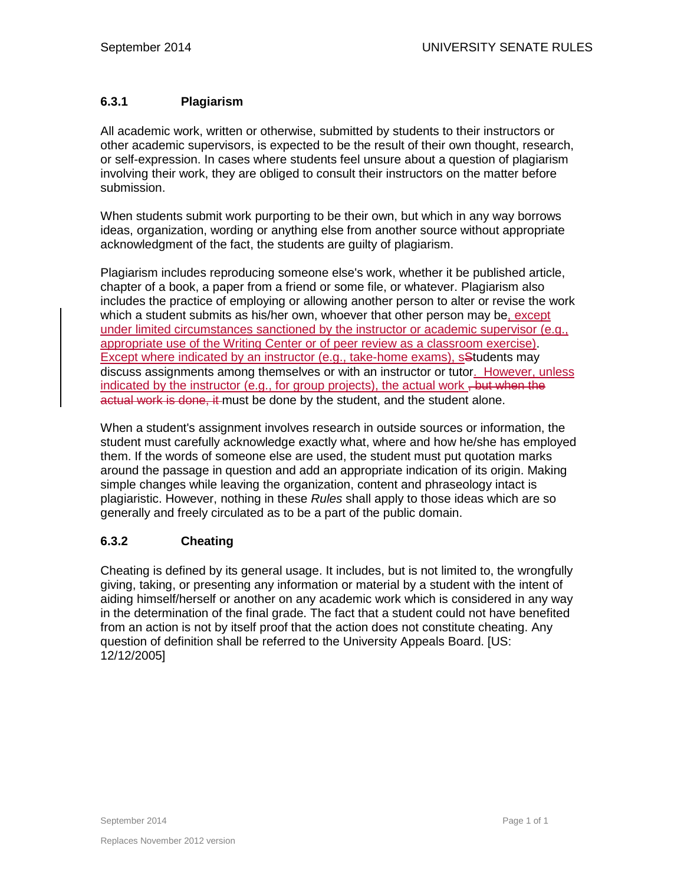### 6.3.1 Plagiarism

All academic work, written or otherwise, submitted by students to their instructors or other academic supervisors, is expected to be the result of their own thought, research, or self-expression. In cases where students feel unsure about a question of plagiarism involving their work, they are obliged to consult their instructors on the matter before submission.

When students submit work purporting to be their own, but which in any way borrows ideas, organization, wording or anything else from another source without appropriate acknowledgment of the fact, the students are guilty of plagiarism.

Plagiarism includes reproducing someone else's work, whether it be published article, chapter of a book, a paper from a friend or some file, or whatever. Plagiarism also includes the practice of employing or allowing another person to alter or revise the work which a student submits as his/her own, whoever that other person may be, except under limited circumstances sanctioned by the instructor or academic supervisor (e.g., appropriate use of the Writing Center or of peer review as a classroom exercise). Except where indicated by an instructor (e.g., take-home exams), s~~S~~tudents may discuss assignments among themselves or with an instructor or tutor. However, unless indicated by the instructor (e.g., for group projects), the actual work ~~, but when the actual work is done, it~~ must be done by the student, and the student alone.

When a student's assignment involves research in outside sources or information, the student must carefully acknowledge exactly what, where and how he/she has employed them. If the words of someone else are used, the student must put quotation marks around the passage in question and add an appropriate indication of its origin. Making simple changes while leaving the organization, content and phraseology intact is plagiaristic. However, nothing in these *Rules* shall apply to those ideas which are so generally and freely circulated as to be a part of the public domain.

### 6.3.2 Cheating

Cheating is defined by its general usage. It includes, but is not limited to, the wrongfully giving, taking, or presenting any information or material by a student with the intent of aiding himself/herself or another on any academic work which is considered in any way in the determination of the final grade. The fact that a student could not have benefited from an action is not by itself proof that the action does not constitute cheating. Any question of definition shall be referred to the University Appeals Board. [US: 12/12/2005]